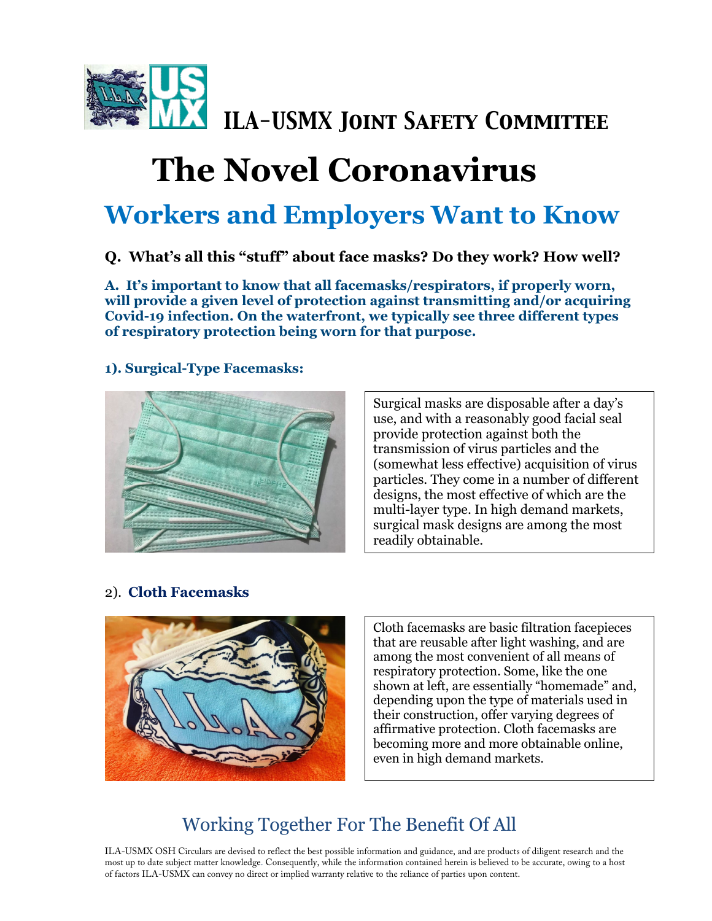## ILA-USMX Joint Safety Committee

# The Novel Coronavirus

## Workers and Employers Want to Know

**Q. What's all this "stuff" about face masks? Do they work? How well?**

**A. It's important to know that all facemasks/respirators, if properly worn, will provide a given level of protection against transmitting and/or acquiring Covid-19 infection. On the waterfront, we typically see three different types of respiratory protection being worn for that purpose.**

### 1). Surgical-Type Facemasks:

Surgical masks are disposable after a day's use, and with a reasonably good facial seal provide protection against both the transmission of virus particles and the (somewhat less effective) acquisition of virus particles. They come in a number of different designs, the most effective of which are the multi-layer type. In high demand markets, surgical mask designs are among the most readily obtainable.

### 2). Cloth Facemasks

Cloth facemasks are basic filtration facepieces that are reusable after light washing, and are among the most convenient of all means of respiratory protection. Some, like the one shown at left, are essentially "homemade" and, depending upon the type of materials used in their construction, offer varying degrees of affirmative protection. Cloth facemasks are becoming more and more obtainable online, even in high demand markets.

## Working Together For The Benefit Of All

ILA-USMX OSH Circulars are devised to reflect the best possible information and guidance, and are products of diligent research and the most up to date subject matter knowledge. Consequently, while the information contained herein is believed to be accurate, owing to a host of factors ILA-USMX can convey no direct or implied warranty relative to the reliance of parties upon content.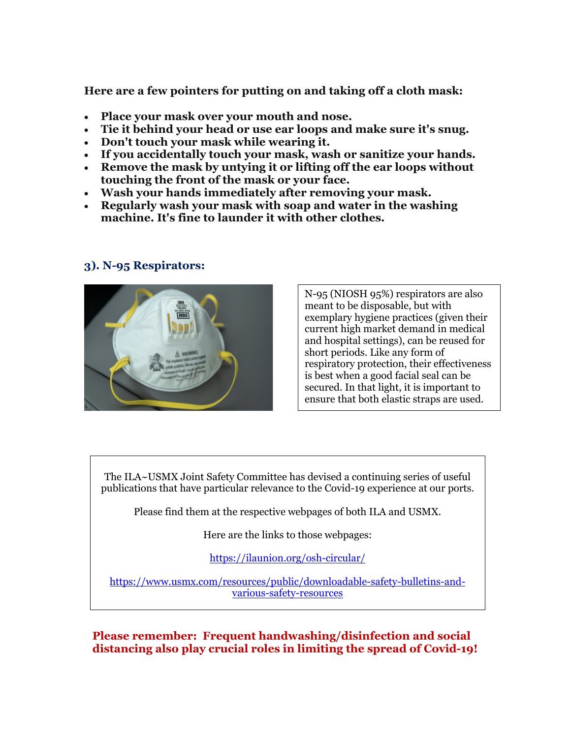**Here are a few pointers for putting on and taking off a cloth mask:**

- **Place your mask over your mouth and nose.**
- **Tie it behind your head or use ear loops and make sure it's snug.**
- **Don't touch your mask while wearing it.**
- **If you accidentally touch your mask, wash or sanitize your hands.**
- **Remove the mask by untying it or lifting off the ear loops without touching the front of the mask or your face.**
- **Wash your hands immediately after removing your mask.**
- **Regularly wash your mask with soap and water in the washing machine. It's fine to launder it with other clothes.**

### 3). N-95 Respirators:

N-95 (NIOSH 95%) respirators are also meant to be disposable, but with exemplary hygiene practices (given their current high market demand in medical and hospital settings), can be reused for short periods. Like any form of respiratory protection, their effectiveness is best when a good facial seal can be secured. In that light, it is important to ensure that both elastic straps are used.

The ILA~USMX Joint Safety Committee has devised a continuing series of useful publications that have particular relevance to the Covid-19 experience at our ports.

Please find them at the respective webpages of both ILA and USMX.

Here are the links to those webpages:

https://ilaunion.org/osh-circular/

https://www.usmx.com/resources/public/downloadable-safety-bulletins-and-various-safety-resources

**Please remember: Frequent handwashing/disinfection and social distancing also play crucial roles in limiting the spread of Covid-19!**